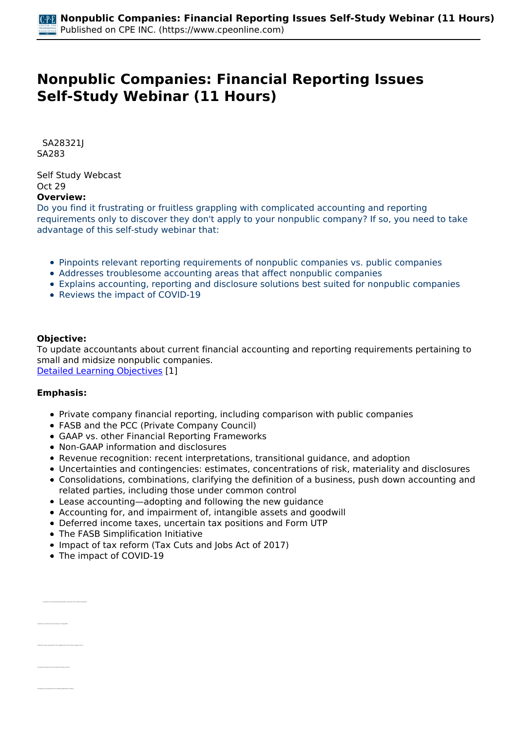# Nonpublic Companies: Financial Reporting Issues Self-Study Webinar (11 Hours)

SA28321J
SA283

Self Study Webcast
Oct 29

**Overview:**

Do you find it frustrating or fruitless grappling with complicated accounting and reporting requirements only to discover they don't apply to your nonpublic company? If so, you need to take advantage of this self-study webinar that:

- Pinpoints relevant reporting requirements of nonpublic companies vs. public companies
- Addresses troublesome accounting areas that affect nonpublic companies
- Explains accounting, reporting and disclosure solutions best suited for nonpublic companies
- Reviews the impact of COVID-19

**Objective:**

To update accountants about current financial accounting and reporting requirements pertaining to small and midsize nonpublic companies.
Detailed Learning Objectives [1]

**Emphasis:**

- Private company financial reporting, including comparison with public companies
- FASB and the PCC (Private Company Council)
- GAAP vs. other Financial Reporting Frameworks
- Non-GAAP information and disclosures
- Revenue recognition: recent interpretations, transitional guidance, and adoption
- Uncertainties and contingencies: estimates, concentrations of risk, materiality and disclosures
- Consolidations, combinations, clarifying the definition of a business, push down accounting and related parties, including those under common control
- Lease accounting—adopting and following the new guidance
- Accounting for, and impairment of, intangible assets and goodwill
- Deferred income taxes, uncertain tax positions and Form UTP
- The FASB Simplification Initiative
- Impact of tax reform (Tax Cuts and Jobs Act of 2017)
- The impact of COVID-19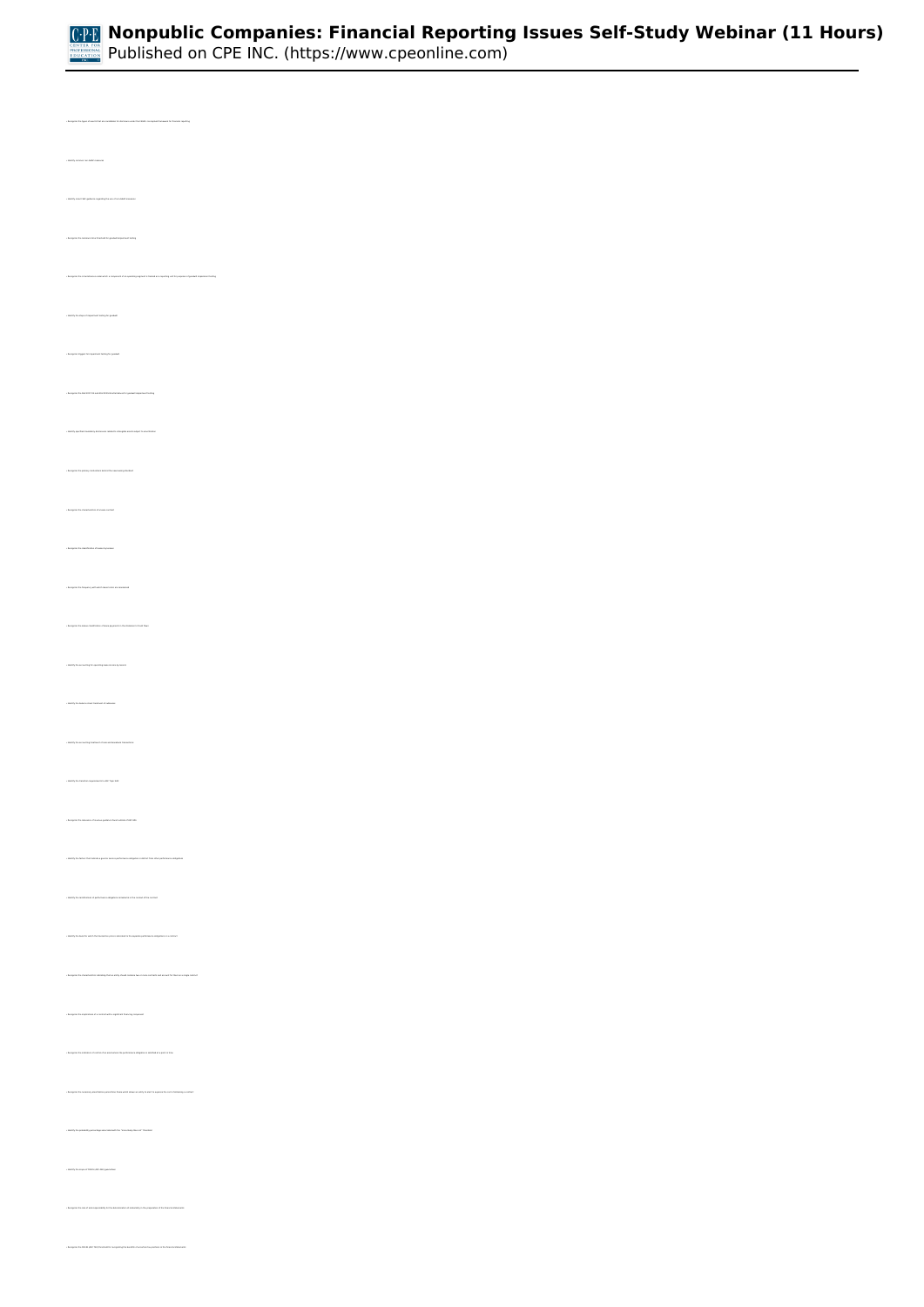- Recognize the types of awards that are not eligible for alternatives under ASU 2021-07 (practical expedient for financial reporting)
- Identify common non-GAAP measures
- Identify major SEC guidance regarding the use of non-GAAP measures
- Recognize the elements that are evaluated for goodwill impairment testing
- Recognize the circumstances under which a component of an operating segment is treated as a reporting unit for purposes of goodwill impairment testing
- Identify the steps of impairment testing for goodwill
- Recognize triggers for impairment testing for goodwill
- Recognize the ASU 2017-04 and other technical changes made to goodwill impairment testing
- Identify specified identifiable intangible assets subsumed into goodwill in a combination
- Recognize the primary motivations behind the new leases standard
- Recognize the characteristics of a finance lease
- Recognize the classification of leases by lessees
- Recognize the frequency with which leases must be reassessed
- Recognize the balance classification of lease payments in the statement of cash flows
- Identify the accounting for operating leases by lessors
- Identify the balance sheet treatment of subleases
- Identify the accounting treatment for sale-and-leaseback transactions
- Identify the transition requirements for ASC Topic 842
- Recognize the elements of revenue guidance found in Topic 606
- Identify the factors that indicate a good or service is a separate performance obligation in a contract from other performance obligations
- Identify the classification of a performance obligation as separable in the context of the contract
- Identify the basis for which the transaction price is allocated to the separate performance obligations in a contract
- Recognize the circumstances in which an entity should combine two or more contracts and account for them as a single contract
- Recognize the implications of a contract with a significant financing component
- Recognize the indicators of control that demonstrate the performance obligation is satisfied at a point in time
- Recognize the conditions under which an entity is able to apply the practical expedient to the incremental costs of obtaining a contract
- Identify the outstanding accounting issues relating to the "Accounting Hierarchy" Standard
- Identify the scope of FASB's GAAP Codification
- Recognize the role of and responsibility for the determination of materiality in the preparation of the financial statements
- Recognize the ASU 2016-14 framework for recognizing the benefits of an entity's presentation of the financial statements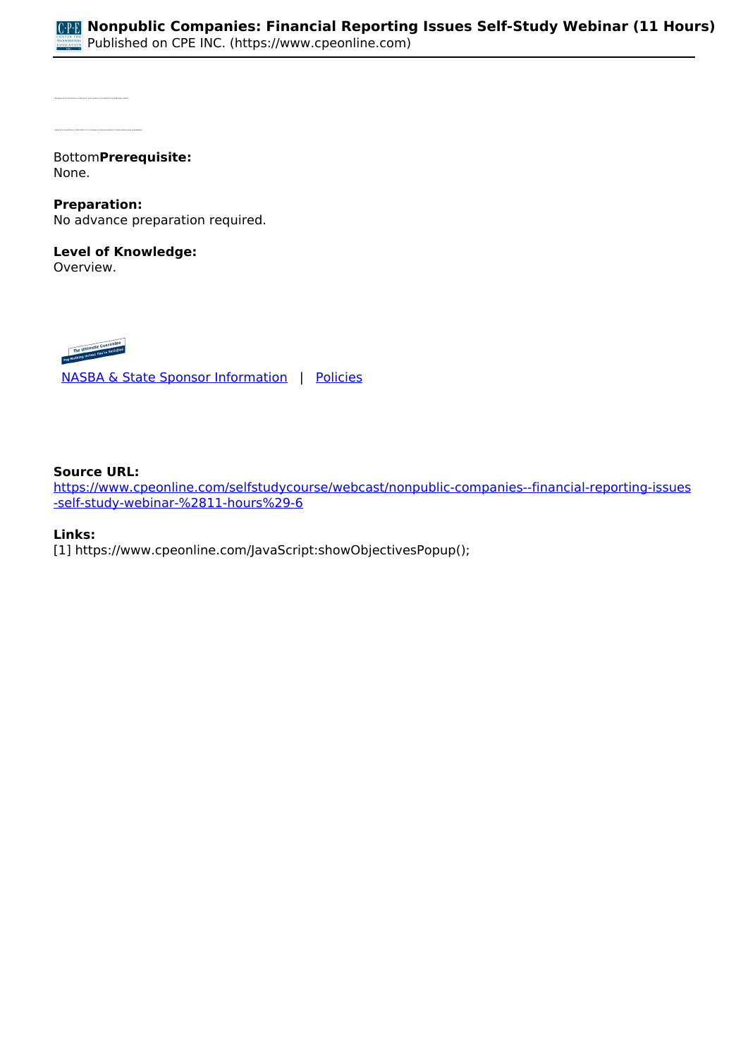BottomPrerequisite:
None.

**Preparation:**
No advance preparation required.

**Level of Knowledge:**
Overview.

NASBA & State Sponsor Information | Policies

**Source URL:**
https://www.cpeonline.com/selfstudycourse/webcast/nonpublic-companies--financial-reporting-issues-self-study-webinar-%2811-hours%29-6

**Links:**
[1] https://www.cpeonline.com/JavaScript:showObjectivesPopup();